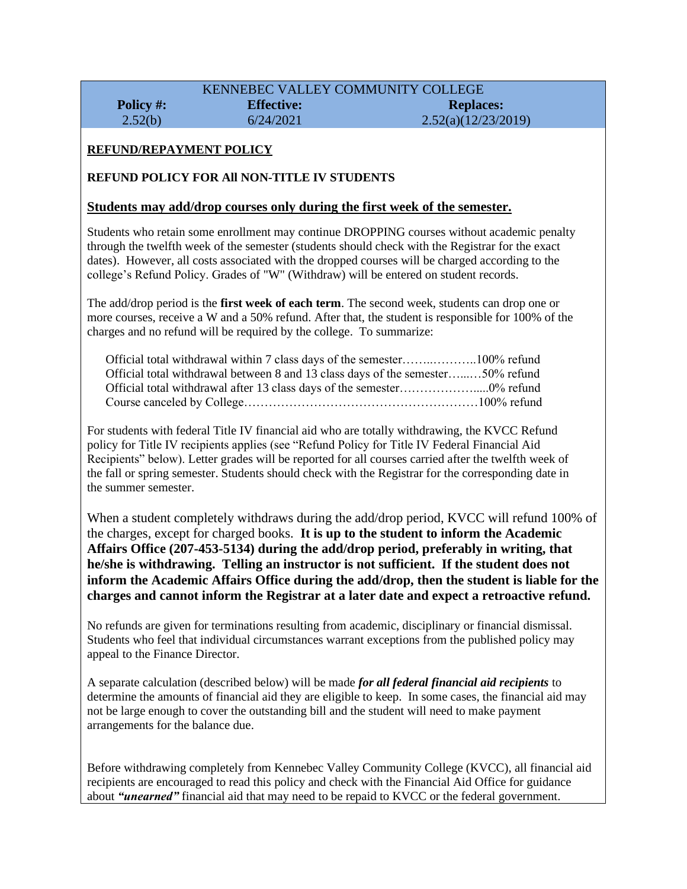| KENNEBEC VALLEY COMMUNITY COLLEGE | | |
|---|---|---|
| **Policy #:** | **Effective:** | **Replaces:** |
| 2.52(b) | 6/24/2021 | 2.52(a)(12/23/2019) |

**REFUND/REPAYMENT POLICY**

**REFUND POLICY FOR All NON-TITLE IV STUDENTS**

**Students may add/drop courses only during the first week of the semester.**

Students who retain some enrollment may continue DROPPING courses without academic penalty through the twelfth week of the semester (students should check with the Registrar for the exact dates). However, all costs associated with the dropped courses will be charged according to the college's Refund Policy. Grades of "W" (Withdraw) will be entered on student records.

The add/drop period is the **first week of each term**. The second week, students can drop one or more courses, receive a W and a 50% refund. After that, the student is responsible for 100% of the charges and no refund will be required by the college. To summarize:

Official total withdrawal within 7 class days of the semester……..………..100% refund
Official total withdrawal between 8 and 13 class days of the semester…...…50% refund
Official total withdrawal after 13 class days of the semester……………….....0% refund
Course canceled by College…………………………………………………100% refund

For students with federal Title IV financial aid who are totally withdrawing, the KVCC Refund policy for Title IV recipients applies (see "Refund Policy for Title IV Federal Financial Aid Recipients" below). Letter grades will be reported for all courses carried after the twelfth week of the fall or spring semester. Students should check with the Registrar for the corresponding date in the summer semester.

When a student completely withdraws during the add/drop period, KVCC will refund 100% of the charges, except for charged books. **It is up to the student to inform the Academic Affairs Office (207-453-5134) during the add/drop period, preferably in writing, that he/she is withdrawing. Telling an instructor is not sufficient. If the student does not inform the Academic Affairs Office during the add/drop, then the student is liable for the charges and cannot inform the Registrar at a later date and expect a retroactive refund.**

No refunds are given for terminations resulting from academic, disciplinary or financial dismissal. Students who feel that individual circumstances warrant exceptions from the published policy may appeal to the Finance Director.

A separate calculation (described below) will be made ***for all federal financial aid recipients*** to determine the amounts of financial aid they are eligible to keep. In some cases, the financial aid may not be large enough to cover the outstanding bill and the student will need to make payment arrangements for the balance due.

Before withdrawing completely from Kennebec Valley Community College (KVCC), all financial aid recipients are encouraged to read this policy and check with the Financial Aid Office for guidance about ***"unearned"*** financial aid that may need to be repaid to KVCC or the federal government.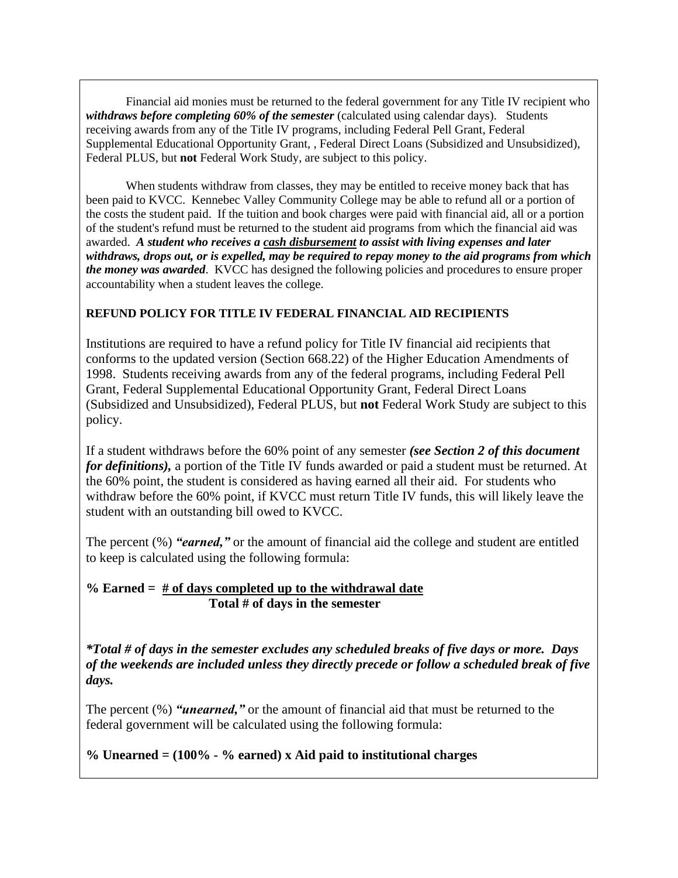Financial aid monies must be returned to the federal government for any Title IV recipient who ***withdraws before completing 60% of the semester*** (calculated using calendar days). Students receiving awards from any of the Title IV programs, including Federal Pell Grant, Federal Supplemental Educational Opportunity Grant, , Federal Direct Loans (Subsidized and Unsubsidized), Federal PLUS, but **not** Federal Work Study, are subject to this policy.

When students withdraw from classes, they may be entitled to receive money back that has been paid to KVCC. Kennebec Valley Community College may be able to refund all or a portion of the costs the student paid. If the tuition and book charges were paid with financial aid, all or a portion of the student's refund must be returned to the student aid programs from which the financial aid was awarded. ***A student who receives a <u>cash disbursement</u> to assist with living expenses and later withdraws, drops out, or is expelled, may be required to repay money to the aid programs from which the money was awarded***. KVCC has designed the following policies and procedures to ensure proper accountability when a student leaves the college.

**REFUND POLICY FOR TITLE IV FEDERAL FINANCIAL AID RECIPIENTS**

Institutions are required to have a refund policy for Title IV financial aid recipients that conforms to the updated version (Section 668.22) of the Higher Education Amendments of 1998. Students receiving awards from any of the federal programs, including Federal Pell Grant, Federal Supplemental Educational Opportunity Grant, Federal Direct Loans (Subsidized and Unsubsidized), Federal PLUS, but **not** Federal Work Study are subject to this policy.

If a student withdraws before the 60% point of any semester ***(see Section 2 of this document for definitions),*** a portion of the Title IV funds awarded or paid a student must be returned. At the 60% point, the student is considered as having earned all their aid. For students who withdraw before the 60% point, if KVCC must return Title IV funds, this will likely leave the student with an outstanding bill owed to KVCC.

The percent (%) ***"earned,"*** or the amount of financial aid the college and student are entitled to keep is calculated using the following formula:

$$\textbf{\% Earned} = \frac{\textbf{\# of days completed up to the withdrawal date}}{\textbf{Total \# of days in the semester}}$$

***\*Total # of days in the semester excludes any scheduled breaks of five days or more. Days of the weekends are included unless they directly precede or follow a scheduled break of five days.***

The percent (%) ***"unearned,"*** or the amount of financial aid that must be returned to the federal government will be calculated using the following formula:

**% Unearned = (100% - % earned) x Aid paid to institutional charges**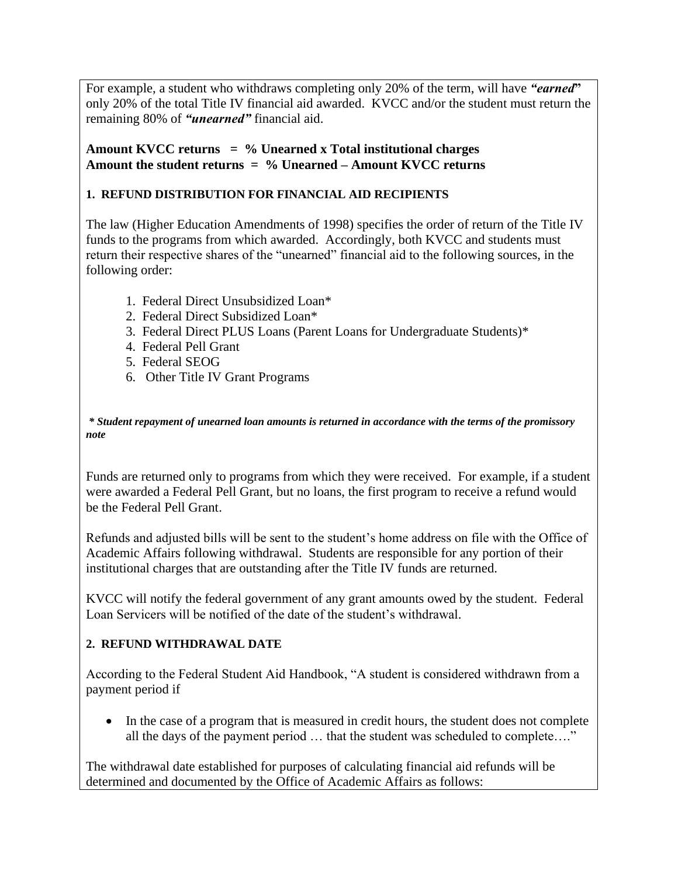For example, a student who withdraws completing only 20% of the term, will have ***"earned"*** only 20% of the total Title IV financial aid awarded. KVCC and/or the student must return the remaining 80% of ***"unearned"*** financial aid.

**Amount KVCC returns = % Unearned x Total institutional charges**
**Amount the student returns = % Unearned – Amount KVCC returns**

**1. REFUND DISTRIBUTION FOR FINANCIAL AID RECIPIENTS**

The law (Higher Education Amendments of 1998) specifies the order of return of the Title IV funds to the programs from which awarded. Accordingly, both KVCC and students must return their respective shares of the "unearned" financial aid to the following sources, in the following order:

1. Federal Direct Unsubsidized Loan*
2. Federal Direct Subsidized Loan*
3. Federal Direct PLUS Loans (Parent Loans for Undergraduate Students)*
4. Federal Pell Grant
5. Federal SEOG
6. Other Title IV Grant Programs

***\* Student repayment of unearned loan amounts is returned in accordance with the terms of the promissory note***

Funds are returned only to programs from which they were received. For example, if a student were awarded a Federal Pell Grant, but no loans, the first program to receive a refund would be the Federal Pell Grant.

Refunds and adjusted bills will be sent to the student's home address on file with the Office of Academic Affairs following withdrawal. Students are responsible for any portion of their institutional charges that are outstanding after the Title IV funds are returned.

KVCC will notify the federal government of any grant amounts owed by the student. Federal Loan Servicers will be notified of the date of the student's withdrawal.

**2. REFUND WITHDRAWAL DATE**

According to the Federal Student Aid Handbook, "A student is considered withdrawn from a payment period if

- In the case of a program that is measured in credit hours, the student does not complete all the days of the payment period … that the student was scheduled to complete…."

The withdrawal date established for purposes of calculating financial aid refunds will be determined and documented by the Office of Academic Affairs as follows: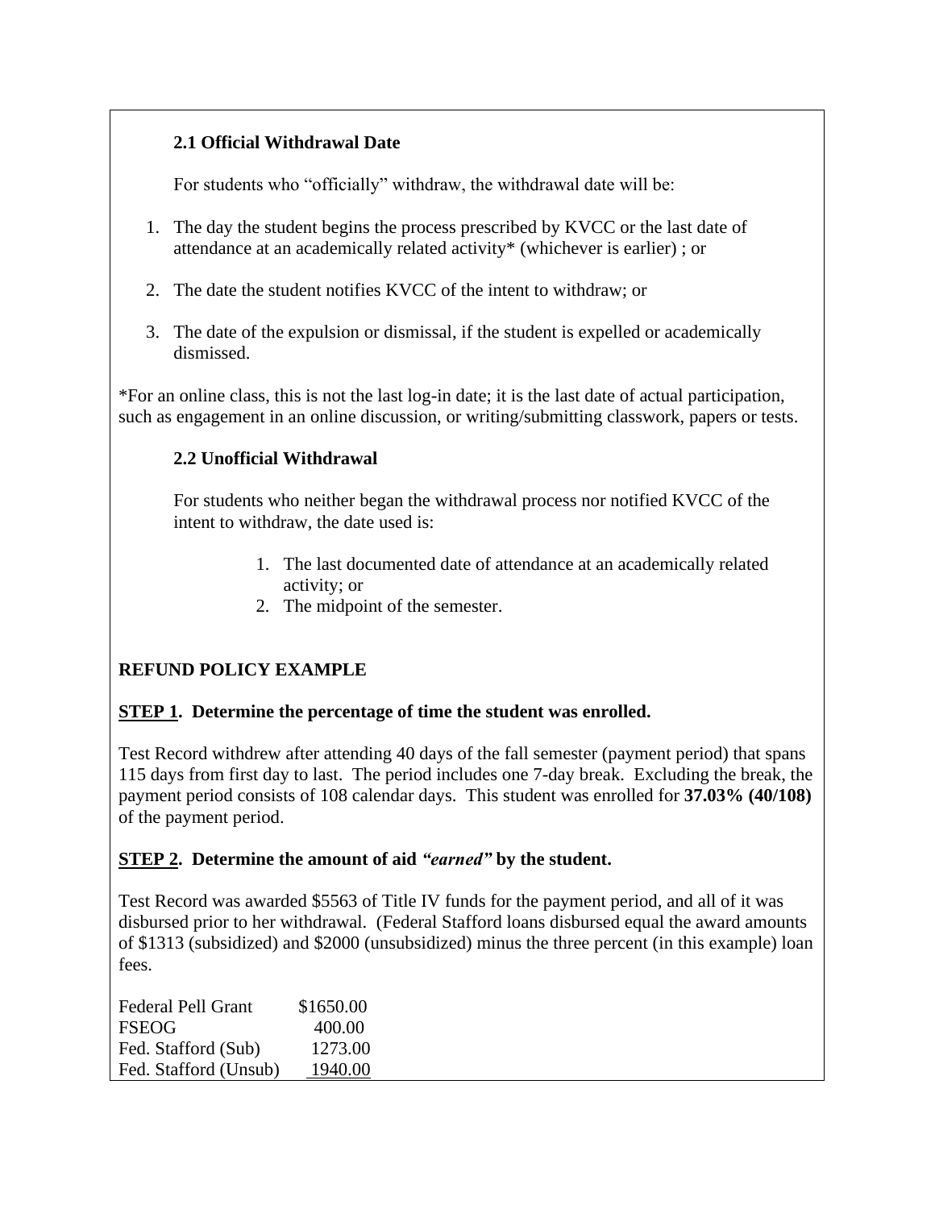### 2.1 Official Withdrawal Date

For students who "officially" withdraw, the withdrawal date will be:

1. The day the student begins the process prescribed by KVCC or the last date of attendance at an academically related activity* (whichever is earlier) ; or
2. The date the student notifies KVCC of the intent to withdraw; or
3. The date of the expulsion or dismissal, if the student is expelled or academically dismissed.

*For an online class, this is not the last log-in date; it is the last date of actual participation, such as engagement in an online discussion, or writing/submitting classwork, papers or tests.

### 2.2 Unofficial Withdrawal

For students who neither began the withdrawal process nor notified KVCC of the intent to withdraw, the date used is:

1. The last documented date of attendance at an academically related activity; or
2. The midpoint of the semester.

## REFUND POLICY EXAMPLE

**STEP 1. Determine the percentage of time the student was enrolled.**

Test Record withdrew after attending 40 days of the fall semester (payment period) that spans 115 days from first day to last. The period includes one 7-day break. Excluding the break, the payment period consists of 108 calendar days. This student was enrolled for **37.03% (40/108)** of the payment period.

**STEP 2. Determine the amount of aid *"earned"* by the student.**

Test Record was awarded $5563 of Title IV funds for the payment period, and all of it was disbursed prior to her withdrawal. (Federal Stafford loans disbursed equal the award amounts of $1313 (subsidized) and $2000 (unsubsidized) minus the three percent (in this example) loan fees.

| | |
|---|---|
| Federal Pell Grant | $1650.00 |
| FSEOG | 400.00 |
| Fed. Stafford (Sub) | 1273.00 |
| Fed. Stafford (Unsub) | 1940.00 |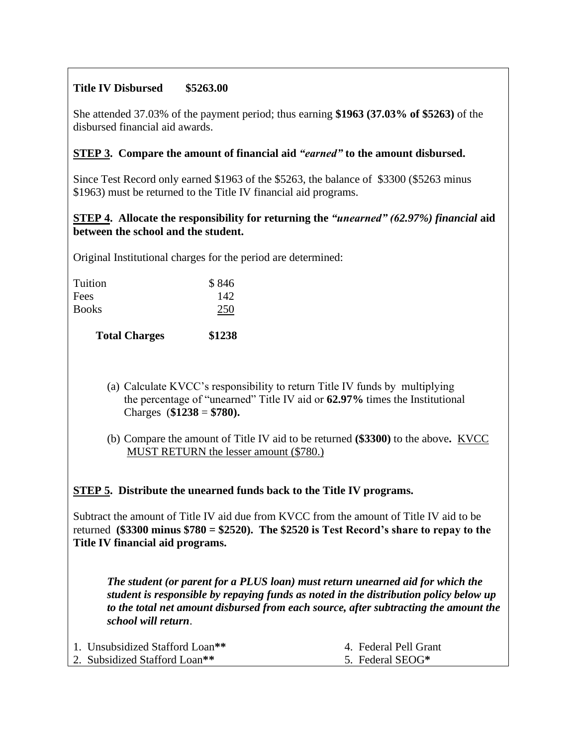**Title IV Disbursed     $5263.00**

She attended 37.03% of the payment period; thus earning **$1963 (37.03% of $5263)** of the disbursed financial aid awards.

**<u>STEP 3</u>. Compare the amount of financial aid *"earned"* to the amount disbursed.**

Since Test Record only earned $1963 of the $5263, the balance of $3300 ($5263 minus $1963) must be returned to the Title IV financial aid programs.

**<u>STEP 4</u>. Allocate the responsibility for returning the *"unearned" (62.97%) financial* aid between the school and the student.**

Original Institutional charges for the period are determined:

| | |
|---|---|
| Tuition | $ 846 |
| Fees | 142 |
| Books | 250 |
| **Total Charges** | **$1238** |

(a) Calculate KVCC's responsibility to return Title IV funds by multiplying the percentage of "unearned" Title IV aid or **62.97%** times the Institutional Charges (**$1238** = **$780).**

(b) Compare the amount of Title IV aid to be returned **($3300)** to the above**.** <u>KVCC MUST RETURN the lesser amount ($780.)</u>

**<u>STEP 5</u>. Distribute the unearned funds back to the Title IV programs.**

Subtract the amount of Title IV aid due from KVCC from the amount of Title IV aid to be returned **($3300 minus $780 = $2520). The $2520 is Test Record's share to repay to the Title IV financial aid programs.**

***The student (or parent for a PLUS loan) must return unearned aid for which the student is responsible by repaying funds as noted in the distribution policy below up to the total net amount disbursed from each source, after subtracting the amount the school will return*.**

1. Unsubsidized Stafford Loan**
2. Subsidized Stafford Loan**
4. Federal Pell Grant
5. Federal SEOG*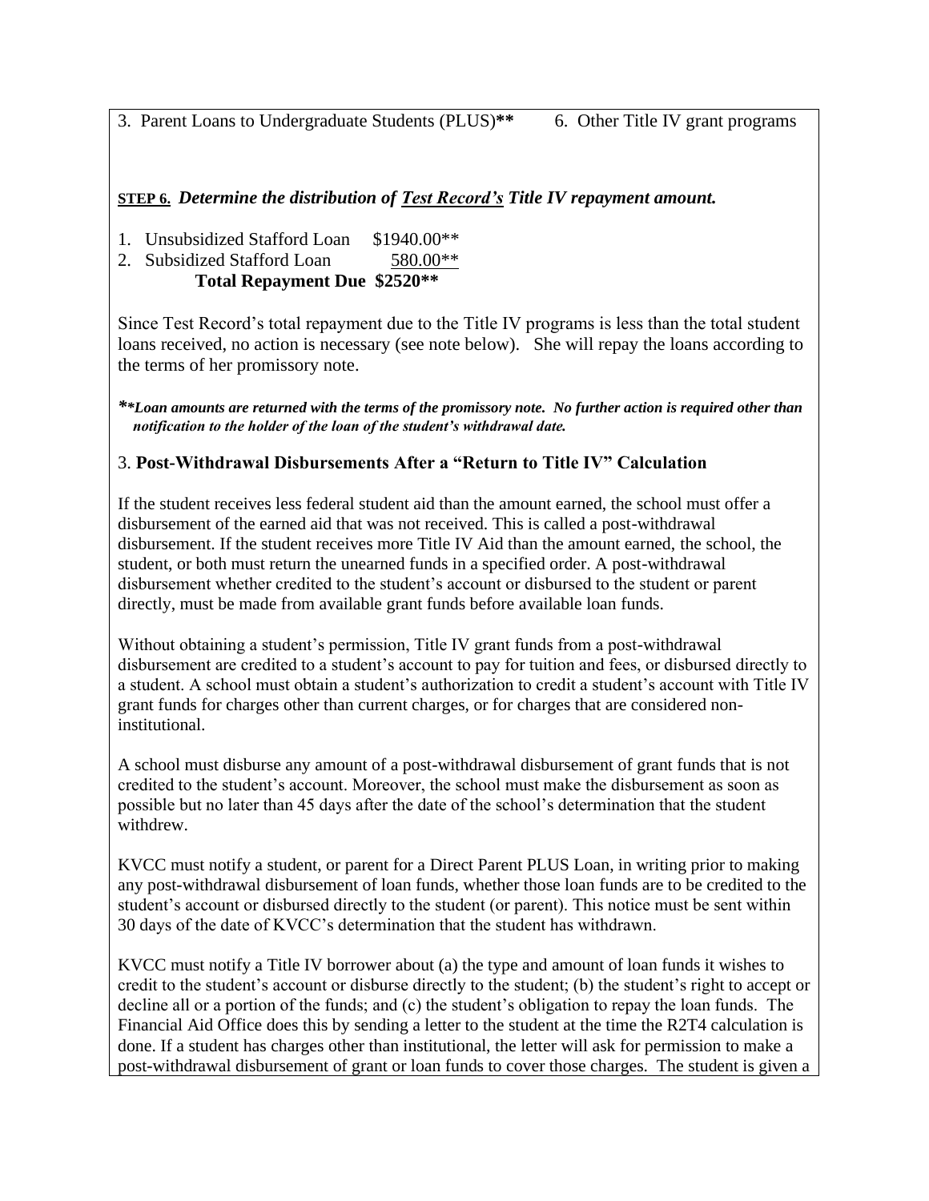3. Parent Loans to Undergraduate Students (PLUS)**        6. Other Title IV grant programs

**STEP 6.** ***Determine the distribution of Test Record's Title IV repayment amount.***

1. Unsubsidized Stafford Loan     $1940.00**
2. Subsidized Stafford Loan          580.00**

**Total Repayment Due  $2520****

Since Test Record's total repayment due to the Title IV programs is less than the total student loans received, no action is necessary (see note below). She will repay the loans according to the terms of her promissory note.

***\*\*Loan amounts are returned with the terms of the promissory note. No further action is required other than notification to the holder of the loan of the student's withdrawal date.***

### 3. Post-Withdrawal Disbursements After a "Return to Title IV" Calculation

If the student receives less federal student aid than the amount earned, the school must offer a disbursement of the earned aid that was not received. This is called a post-withdrawal disbursement. If the student receives more Title IV Aid than the amount earned, the school, the student, or both must return the unearned funds in a specified order. A post-withdrawal disbursement whether credited to the student's account or disbursed to the student or parent directly, must be made from available grant funds before available loan funds.

Without obtaining a student's permission, Title IV grant funds from a post-withdrawal disbursement are credited to a student's account to pay for tuition and fees, or disbursed directly to a student. A school must obtain a student's authorization to credit a student's account with Title IV grant funds for charges other than current charges, or for charges that are considered non-institutional.

A school must disburse any amount of a post-withdrawal disbursement of grant funds that is not credited to the student's account. Moreover, the school must make the disbursement as soon as possible but no later than 45 days after the date of the school's determination that the student withdrew.

KVCC must notify a student, or parent for a Direct Parent PLUS Loan, in writing prior to making any post-withdrawal disbursement of loan funds, whether those loan funds are to be credited to the student's account or disbursed directly to the student (or parent). This notice must be sent within 30 days of the date of KVCC's determination that the student has withdrawn.

KVCC must notify a Title IV borrower about (a) the type and amount of loan funds it wishes to credit to the student's account or disburse directly to the student; (b) the student's right to accept or decline all or a portion of the funds; and (c) the student's obligation to repay the loan funds. The Financial Aid Office does this by sending a letter to the student at the time the R2T4 calculation is done. If a student has charges other than institutional, the letter will ask for permission to make a post-withdrawal disbursement of grant or loan funds to cover those charges. The student is given a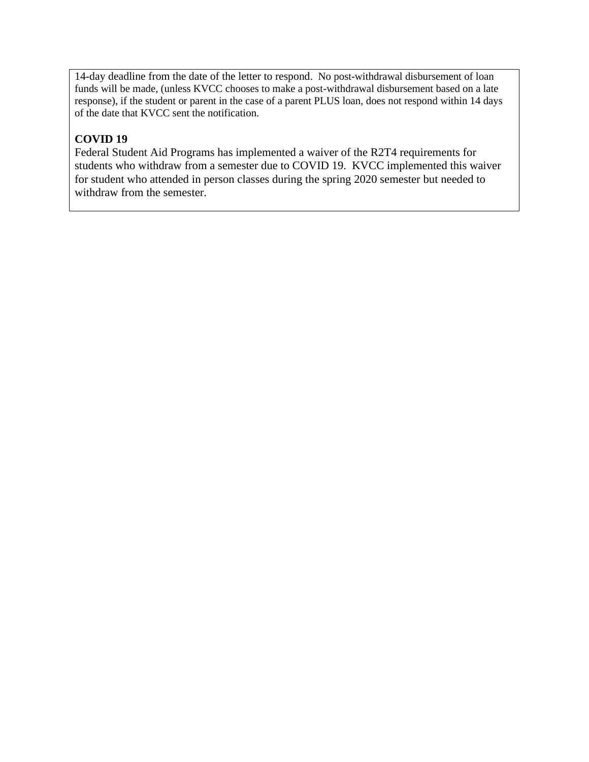14-day deadline from the date of the letter to respond. No post-withdrawal disbursement of loan funds will be made, (unless KVCC chooses to make a post-withdrawal disbursement based on a late response), if the student or parent in the case of a parent PLUS loan, does not respond within 14 days of the date that KVCC sent the notification.

**COVID 19**

Federal Student Aid Programs has implemented a waiver of the R2T4 requirements for students who withdraw from a semester due to COVID 19. KVCC implemented this waiver for student who attended in person classes during the spring 2020 semester but needed to withdraw from the semester.